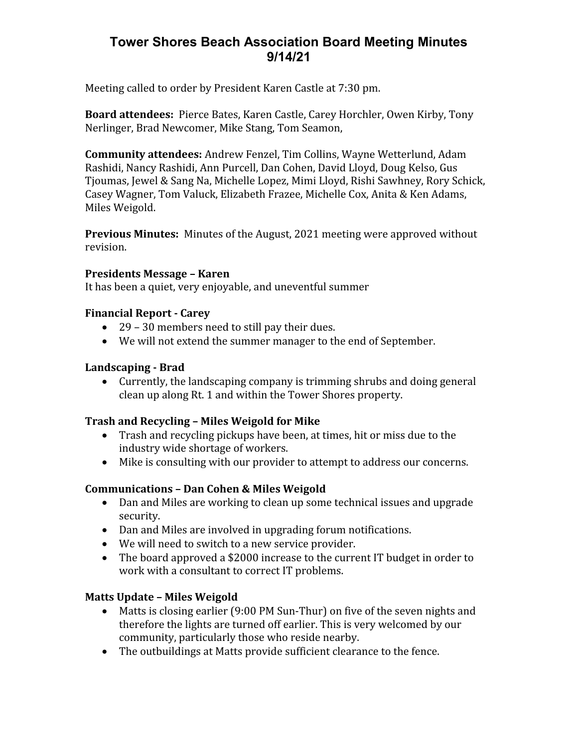# Tower Shores Beach Association Board Meeting Minutes 9/14/21

Meeting called to order by President Karen Castle at 7:30 pm.

**Board attendees:** Pierce Bates, Karen Castle, Carey Horchler, Owen Kirby, Tony Nerlinger, Brad Newcomer, Mike Stang, Tom Seamon,

**Community attendees:** Andrew Fenzel, Tim Collins, Wayne Wetterlund, Adam Rashidi, Nancy Rashidi, Ann Purcell, Dan Cohen, David Lloyd, Doug Kelso, Gus Tjoumas, Jewel & Sang Na, Michelle Lopez, Mimi Lloyd, Rishi Sawhney, Rory Schick, Casey Wagner, Tom Valuck, Elizabeth Frazee, Michelle Cox, Anita & Ken Adams, Miles Weigold.

**Previous Minutes:** Minutes of the August, 2021 meeting were approved without revision.

**Presidents Message – Karen**
It has been a quiet, very enjoyable, and uneventful summer

**Financial Report - Carey**

- 29 – 30 members need to still pay their dues.
- We will not extend the summer manager to the end of September.

**Landscaping - Brad**

- Currently, the landscaping company is trimming shrubs and doing general clean up along Rt. 1 and within the Tower Shores property.

**Trash and Recycling – Miles Weigold for Mike**

- Trash and recycling pickups have been, at times, hit or miss due to the industry wide shortage of workers.
- Mike is consulting with our provider to attempt to address our concerns.

**Communications – Dan Cohen & Miles Weigold**

- Dan and Miles are working to clean up some technical issues and upgrade security.
- Dan and Miles are involved in upgrading forum notifications.
- We will need to switch to a new service provider.
- The board approved a $2000 increase to the current IT budget in order to work with a consultant to correct IT problems.

**Matts Update – Miles Weigold**

- Matts is closing earlier (9:00 PM Sun-Thur) on five of the seven nights and therefore the lights are turned off earlier. This is very welcomed by our community, particularly those who reside nearby.
- The outbuildings at Matts provide sufficient clearance to the fence.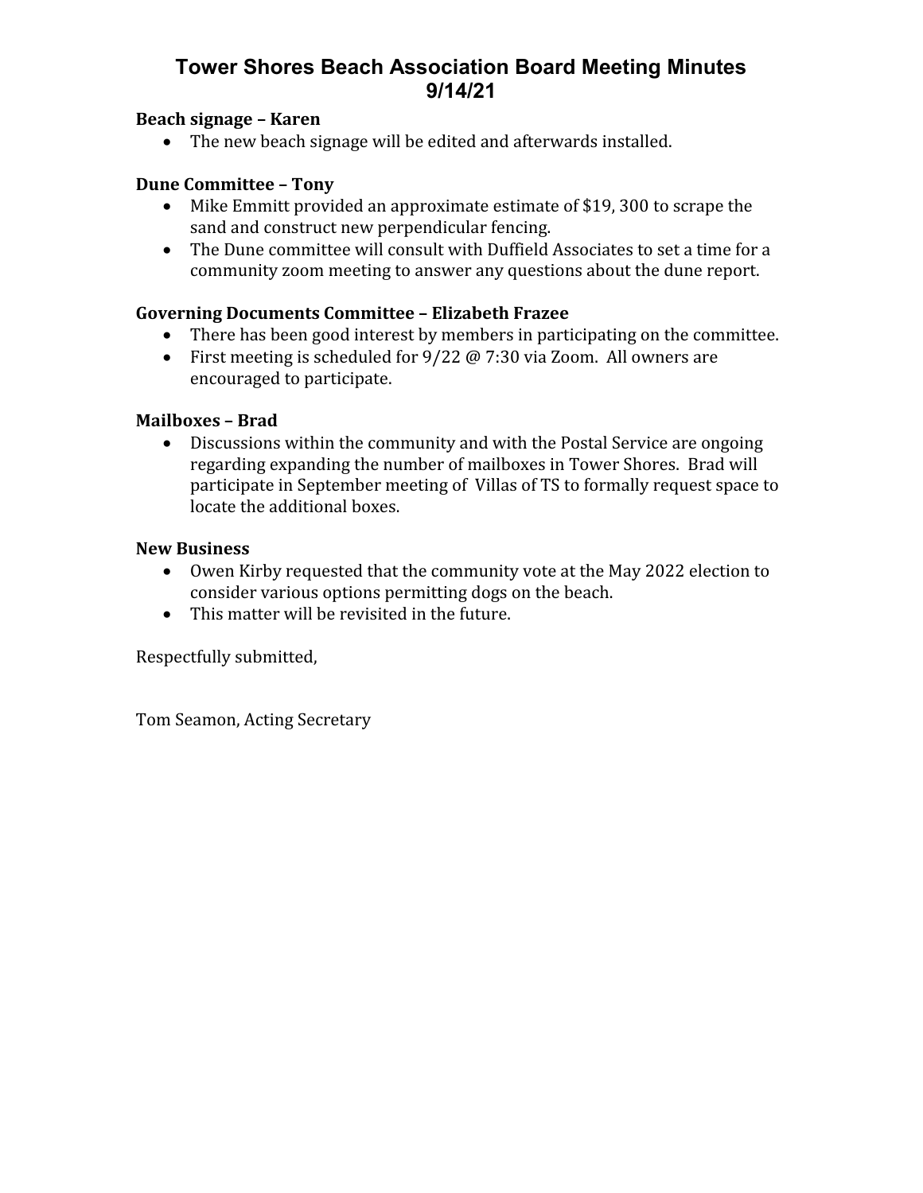# Tower Shores Beach Association Board Meeting Minutes
# 9/14/21

**Beach signage – Karen**

- The new beach signage will be edited and afterwards installed.

**Dune Committee – Tony**

- Mike Emmitt provided an approximate estimate of $19, 300 to scrape the sand and construct new perpendicular fencing.
- The Dune committee will consult with Duffield Associates to set a time for a community zoom meeting to answer any questions about the dune report.

**Governing Documents Committee – Elizabeth Frazee**

- There has been good interest by members in participating on the committee.
- First meeting is scheduled for 9/22 @ 7:30 via Zoom. All owners are encouraged to participate.

**Mailboxes – Brad**

- Discussions within the community and with the Postal Service are ongoing regarding expanding the number of mailboxes in Tower Shores. Brad will participate in September meeting of Villas of TS to formally request space to locate the additional boxes.

**New Business**

- Owen Kirby requested that the community vote at the May 2022 election to consider various options permitting dogs on the beach.
- This matter will be revisited in the future.

Respectfully submitted,

Tom Seamon, Acting Secretary